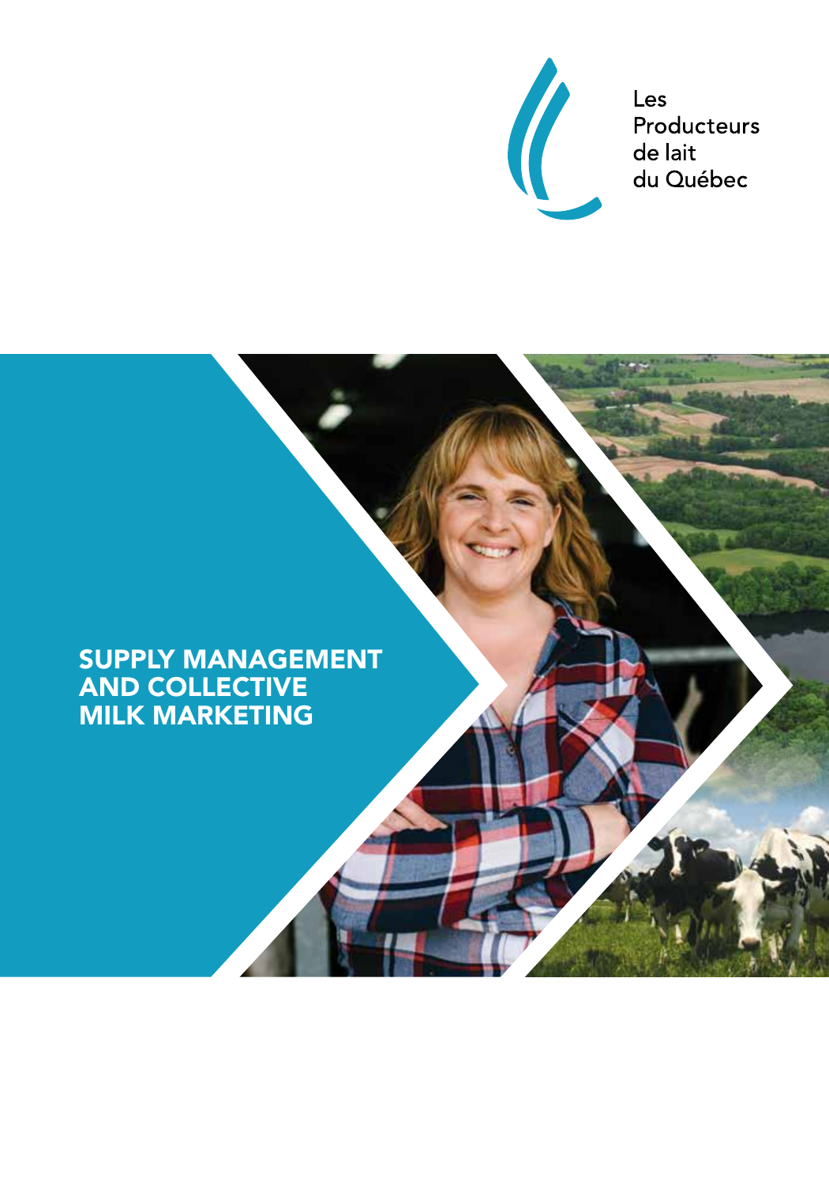Les
Producteurs
de lait
du Québec

# SUPPLY MANAGEMENT AND COLLECTIVE MILK MARKETING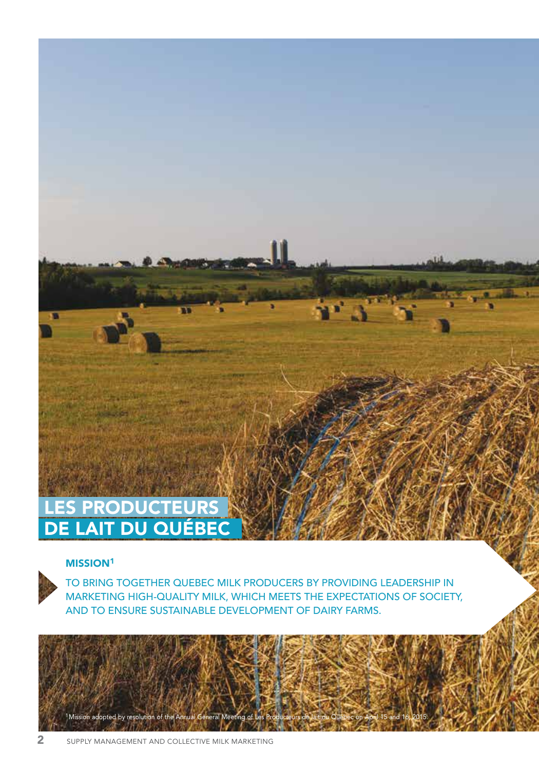# LES PRODUCTEURS DE LAIT DU QUÉBEC

### MISSION[1]

TO BRING TOGETHER QUEBEC MILK PRODUCERS BY PROVIDING LEADERSHIP IN MARKETING HIGH-QUALITY MILK, WHICH MEETS THE EXPECTATIONS OF SOCIETY, AND TO ENSURE SUSTAINABLE DEVELOPMENT OF DAIRY FARMS.

[1] Mission adopted by resolution of the Annual General Meeting of Les Producteurs de lait du Québec on April 15 and 16, 2015.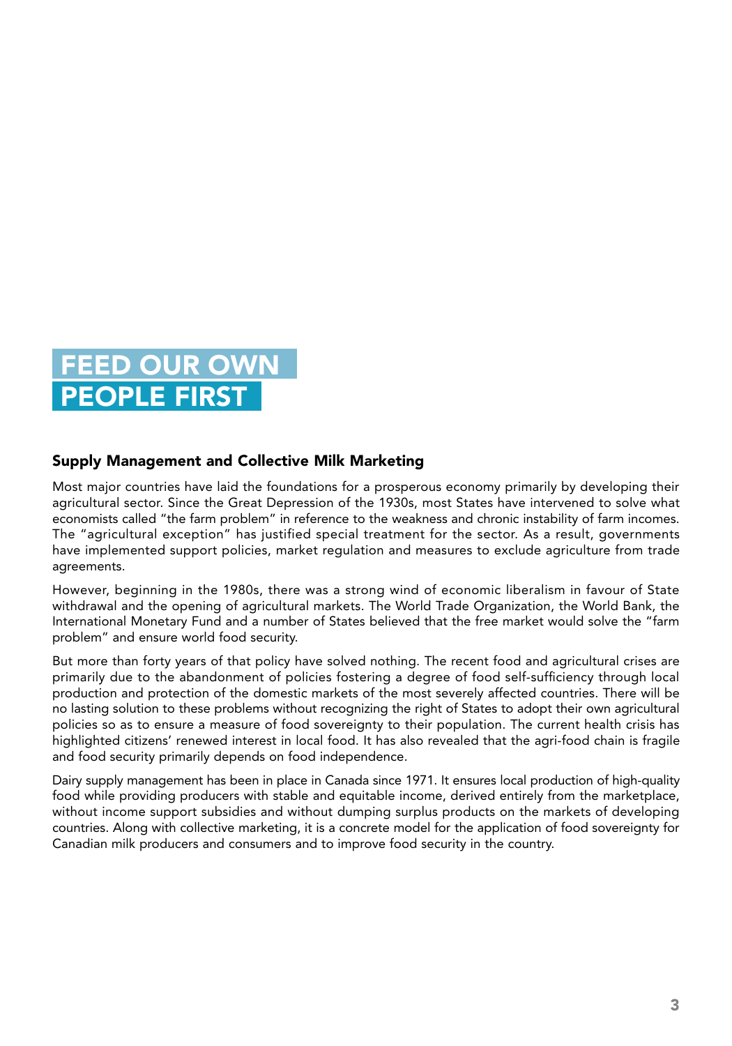# FEED OUR OWN PEOPLE FIRST

## Supply Management and Collective Milk Marketing

Most major countries have laid the foundations for a prosperous economy primarily by developing their agricultural sector. Since the Great Depression of the 1930s, most States have intervened to solve what economists called "the farm problem" in reference to the weakness and chronic instability of farm incomes. The "agricultural exception" has justified special treatment for the sector. As a result, governments have implemented support policies, market regulation and measures to exclude agriculture from trade agreements.

However, beginning in the 1980s, there was a strong wind of economic liberalism in favour of State withdrawal and the opening of agricultural markets. The World Trade Organization, the World Bank, the International Monetary Fund and a number of States believed that the free market would solve the "farm problem" and ensure world food security.

But more than forty years of that policy have solved nothing. The recent food and agricultural crises are primarily due to the abandonment of policies fostering a degree of food self-sufficiency through local production and protection of the domestic markets of the most severely affected countries. There will be no lasting solution to these problems without recognizing the right of States to adopt their own agricultural policies so as to ensure a measure of food sovereignty to their population. The current health crisis has highlighted citizens' renewed interest in local food. It has also revealed that the agri-food chain is fragile and food security primarily depends on food independence.

Dairy supply management has been in place in Canada since 1971. It ensures local production of high-quality food while providing producers with stable and equitable income, derived entirely from the marketplace, without income support subsidies and without dumping surplus products on the markets of developing countries. Along with collective marketing, it is a concrete model for the application of food sovereignty for Canadian milk producers and consumers and to improve food security in the country.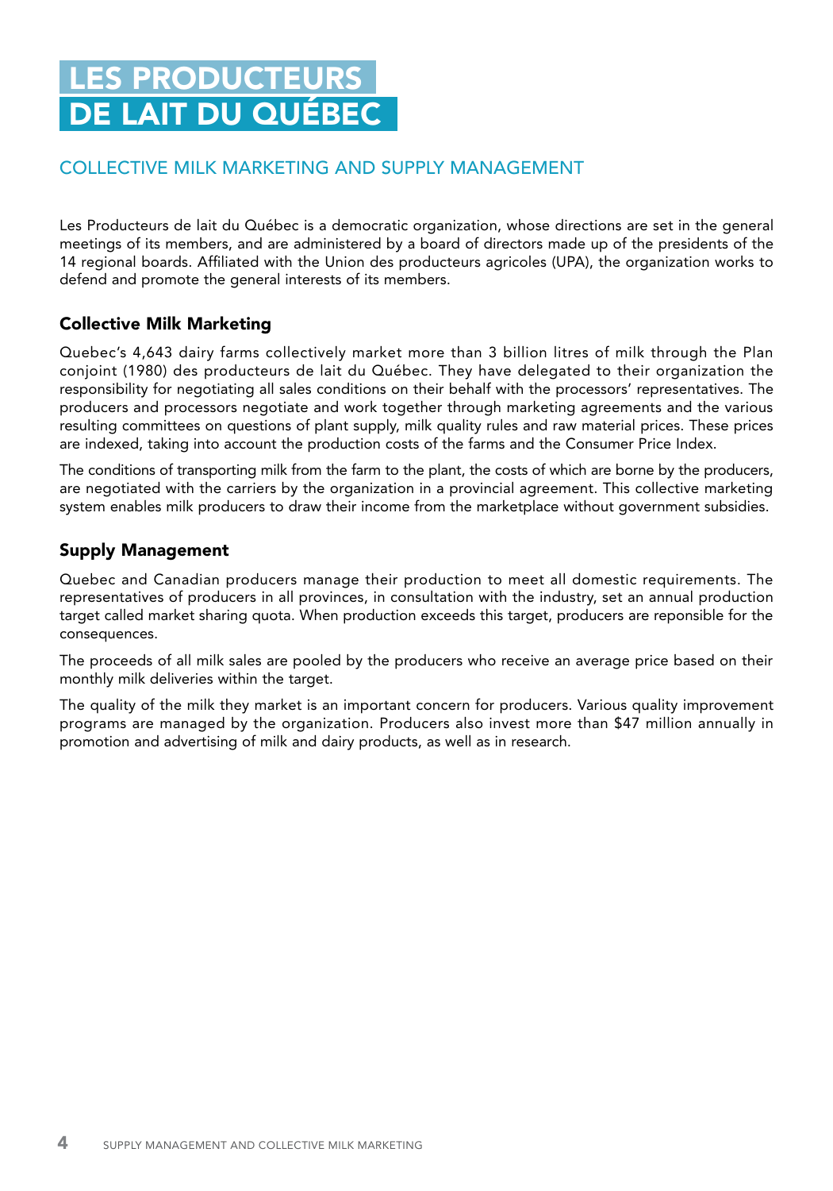# LES PRODUCTEURS DE LAIT DU QUÉBEC

## COLLECTIVE MILK MARKETING AND SUPPLY MANAGEMENT

Les Producteurs de lait du Québec is a democratic organization, whose directions are set in the general meetings of its members, and are administered by a board of directors made up of the presidents of the 14 regional boards. Affiliated with the Union des producteurs agricoles (UPA), the organization works to defend and promote the general interests of its members.

### Collective Milk Marketing

Quebec's 4,643 dairy farms collectively market more than 3 billion litres of milk through the Plan conjoint (1980) des producteurs de lait du Québec. They have delegated to their organization the responsibility for negotiating all sales conditions on their behalf with the processors' representatives. The producers and processors negotiate and work together through marketing agreements and the various resulting committees on questions of plant supply, milk quality rules and raw material prices. These prices are indexed, taking into account the production costs of the farms and the Consumer Price Index.

The conditions of transporting milk from the farm to the plant, the costs of which are borne by the producers, are negotiated with the carriers by the organization in a provincial agreement. This collective marketing system enables milk producers to draw their income from the marketplace without government subsidies.

### Supply Management

Quebec and Canadian producers manage their production to meet all domestic requirements. The representatives of producers in all provinces, in consultation with the industry, set an annual production target called market sharing quota. When production exceeds this target, producers are reponsible for the consequences.

The proceeds of all milk sales are pooled by the producers who receive an average price based on their monthly milk deliveries within the target.

The quality of the milk they market is an important concern for producers. Various quality improvement programs are managed by the organization. Producers also invest more than $47 million annually in promotion and advertising of milk and dairy products, as well as in research.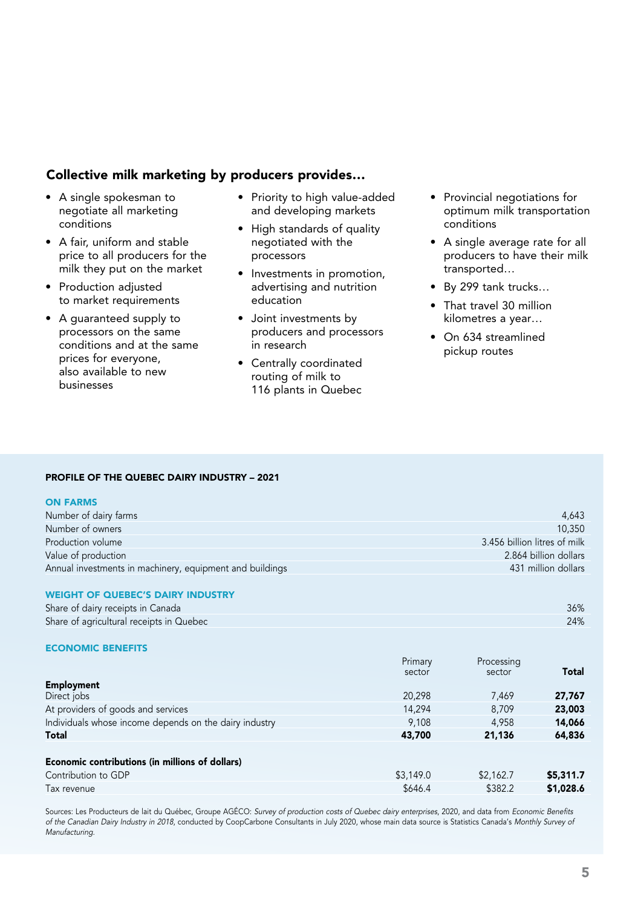## Collective milk marketing by producers provides…

- A single spokesman to negotiate all marketing conditions
- A fair, uniform and stable price to all producers for the milk they put on the market
- Production adjusted to market requirements
- A guaranteed supply to processors on the same conditions and at the same prices for everyone, also available to new businesses
- Priority to high value-added and developing markets
- High standards of quality negotiated with the processors
- Investments in promotion, advertising and nutrition education
- Joint investments by producers and processors in research
- Centrally coordinated routing of milk to 116 plants in Quebec
- Provincial negotiations for optimum milk transportation conditions
- A single average rate for all producers to have their milk transported…
- By 299 tank trucks…
- That travel 30 million kilometres a year…
- On 634 streamlined pickup routes

### PROFILE OF THE QUEBEC DAIRY INDUSTRY – 2021

**ON FARMS**

| | |
|---|---|
| Number of dairy farms | 4,643 |
| Number of owners | 10,350 |
| Production volume | 3.456 billion litres of milk |
| Value of production | 2.864 billion dollars |
| Annual investments in machinery, equipment and buildings | 431 million dollars |

**WEIGHT OF QUEBEC'S DAIRY INDUSTRY**

| | |
|---|---|
| Share of dairy receipts in Canada | 36% |
| Share of agricultural receipts in Quebec | 24% |

**ECONOMIC BENEFITS**

| | Primary sector | Processing sector | **Total** |
|---|---|---|---|
| **Employment** | | | |
| Direct jobs | 20,298 | 7,469 | **27,767** |
| At providers of goods and services | 14,294 | 8,709 | **23,003** |
| Individuals whose income depends on the dairy industry | 9,108 | 4,958 | **14,066** |
| **Total** | **43,700** | **21,136** | **64,836** |
| **Economic contributions (in millions of dollars)** | | | |
| Contribution to GDP | $3,149.0 | $2,162.7 | **$5,311.7** |
| Tax revenue | $646.4 | $382.2 | **$1,028.6** |

Sources: Les Producteurs de lait du Québec, Groupe AGÉCO: *Survey of production costs of Quebec dairy enterprises*, 2020, and data from *Economic Benefits of the Canadian Dairy Industry in 2018*, conducted by CoopCarbone Consultants in July 2020, whose main data source is Statistics Canada's *Monthly Survey of Manufacturing.*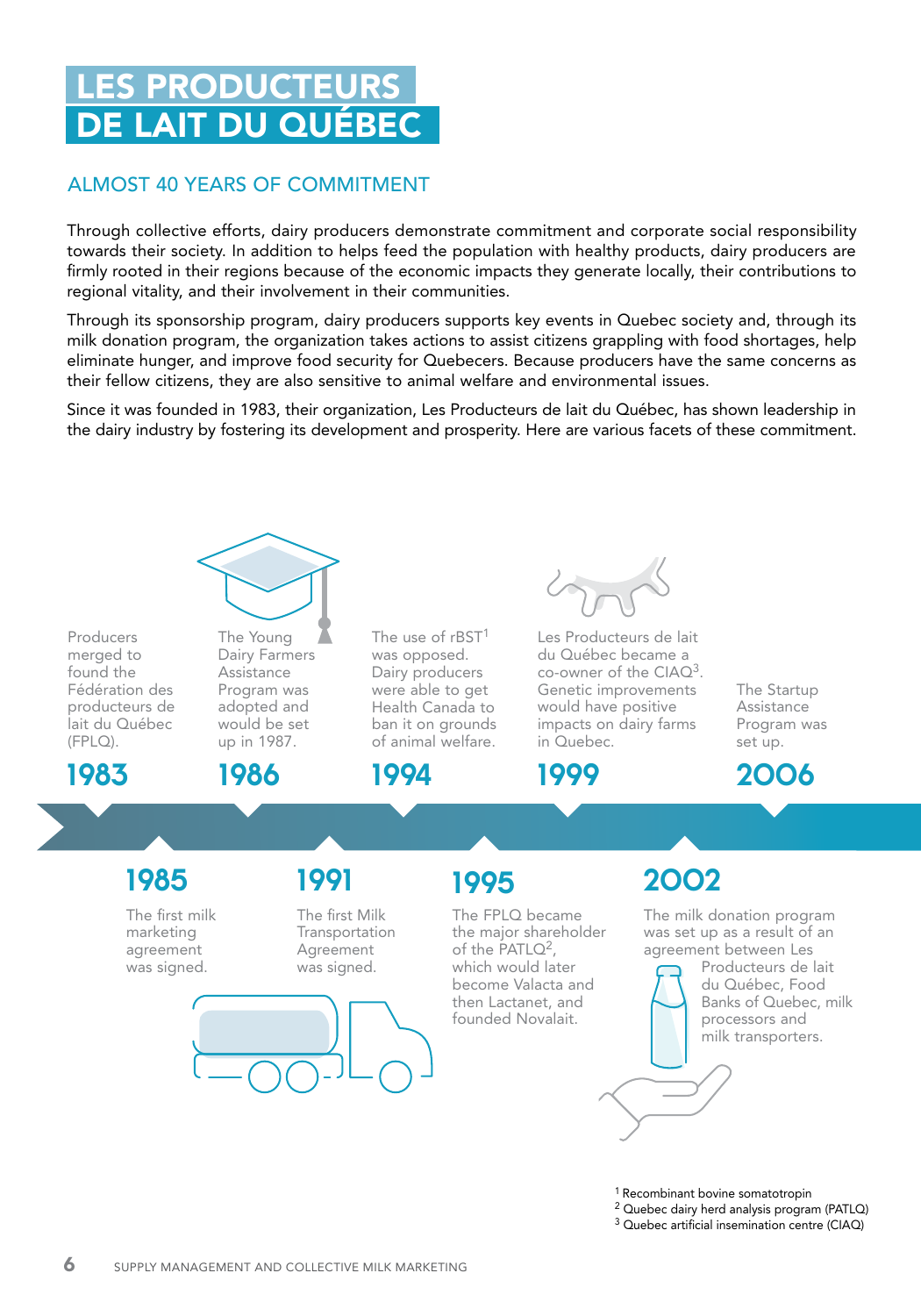# LES PRODUCTEURS DE LAIT DU QUÉBEC

## ALMOST 40 YEARS OF COMMITMENT

Through collective efforts, dairy producers demonstrate commitment and corporate social responsibility towards their society. In addition to helps feed the population with healthy products, dairy producers are firmly rooted in their regions because of the economic impacts they generate locally, their contributions to regional vitality, and their involvement in their communities.

Through its sponsorship program, dairy producers supports key events in Quebec society and, through its milk donation program, the organization takes actions to assist citizens grappling with food shortages, help eliminate hunger, and improve food security for Quebecers. Because producers have the same concerns as their fellow citizens, they are also sensitive to animal welfare and environmental issues.

Since it was founded in 1983, their organization, Les Producteurs de lait du Québec, has shown leadership in the dairy industry by fostering its development and prosperity. Here are various facets of these commitment.

**1983**
Producers merged to found the Fédération des producteurs de lait du Québec (FPLQ).

**1985**
The first milk marketing agreement was signed.

**1986**
The Young Dairy Farmers Assistance Program was adopted and would be set up in 1987.

**1991**
The first Milk Transportation Agreement was signed.

**1994**
The use of rBST[1] was opposed. Dairy producers were able to get Health Canada to ban it on grounds of animal welfare.

**1995**
The FPLQ became the major shareholder of the PATLQ[2], which would later become Valacta and then Lactanet, and founded Novalait.

**1999**
Les Producteurs de lait du Québec became a co-owner of the CIAQ[3]. Genetic improvements would have positive impacts on dairy farms in Quebec.

**2002**
The milk donation program was set up as a result of an agreement between Les Producteurs de lait du Québec, Food Banks of Quebec, milk processors and milk transporters.

**2006**
The Startup Assistance Program was set up.

[1] Recombinant bovine somatotropin
[2] Quebec dairy herd analysis program (PATLQ)
[3] Quebec artificial insemination centre (CIAQ)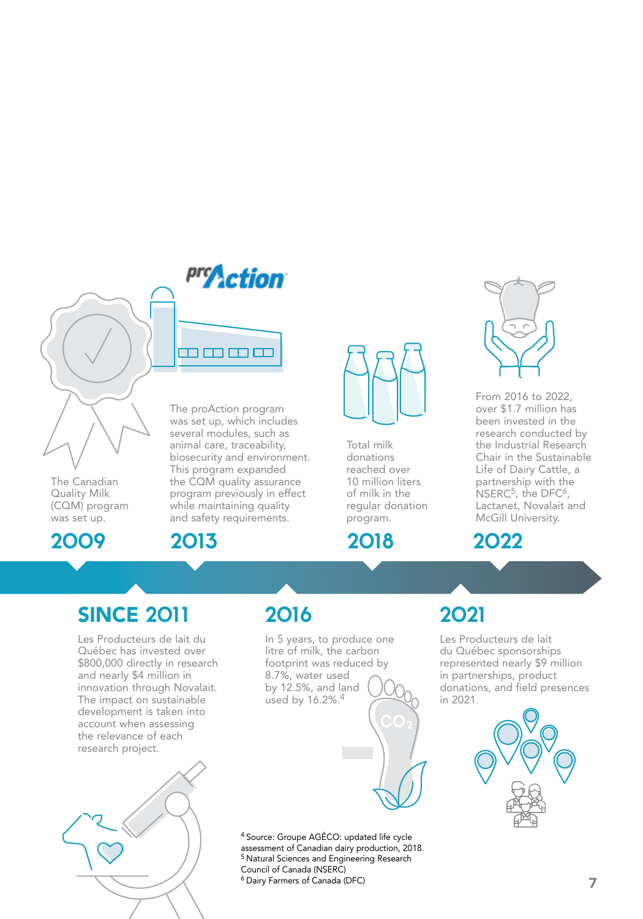## 2009

The Canadian Quality Milk (CQM) program was set up.

## 2013

The proAction program was set up, which includes several modules, such as animal care, traceability, biosecurity and environment. This program expanded the CQM quality assurance program previously in effect while maintaining quality and safety requirements.

## 2018

Total milk donations reached over 10 million liters of milk in the regular donation program.

## 2022

From 2016 to 2022, over $1.7 million has been invested in the research conducted by the Industrial Research Chair in the Sustainable Life of Dairy Cattle, a partnership with the NSERC[5], the DFC[6], Lactanet, Novalait and McGill University.

## SINCE 2011

Les Producteurs de lait du Québec has invested over $800,000 directly in research and nearly $4 million in innovation through Novalait. The impact on sustainable development is taken into account when assessing the relevance of each research project.

## 2016

In 5 years, to produce one litre of milk, the carbon footprint was reduced by 8.7%, water used by 12.5%, and land used by 16.2%.[4]

## 2021

Les Producteurs de lait du Québec sponsorships represented nearly $9 million in partnerships, product donations, and field presences in 2021.

[4] Source: Groupe AGÉCO: updated life cycle assessment of Canadian dairy production, 2018.
[5] Natural Sciences and Engineering Research Council of Canada (NSERC)
[6] Dairy Farmers of Canada (DFC)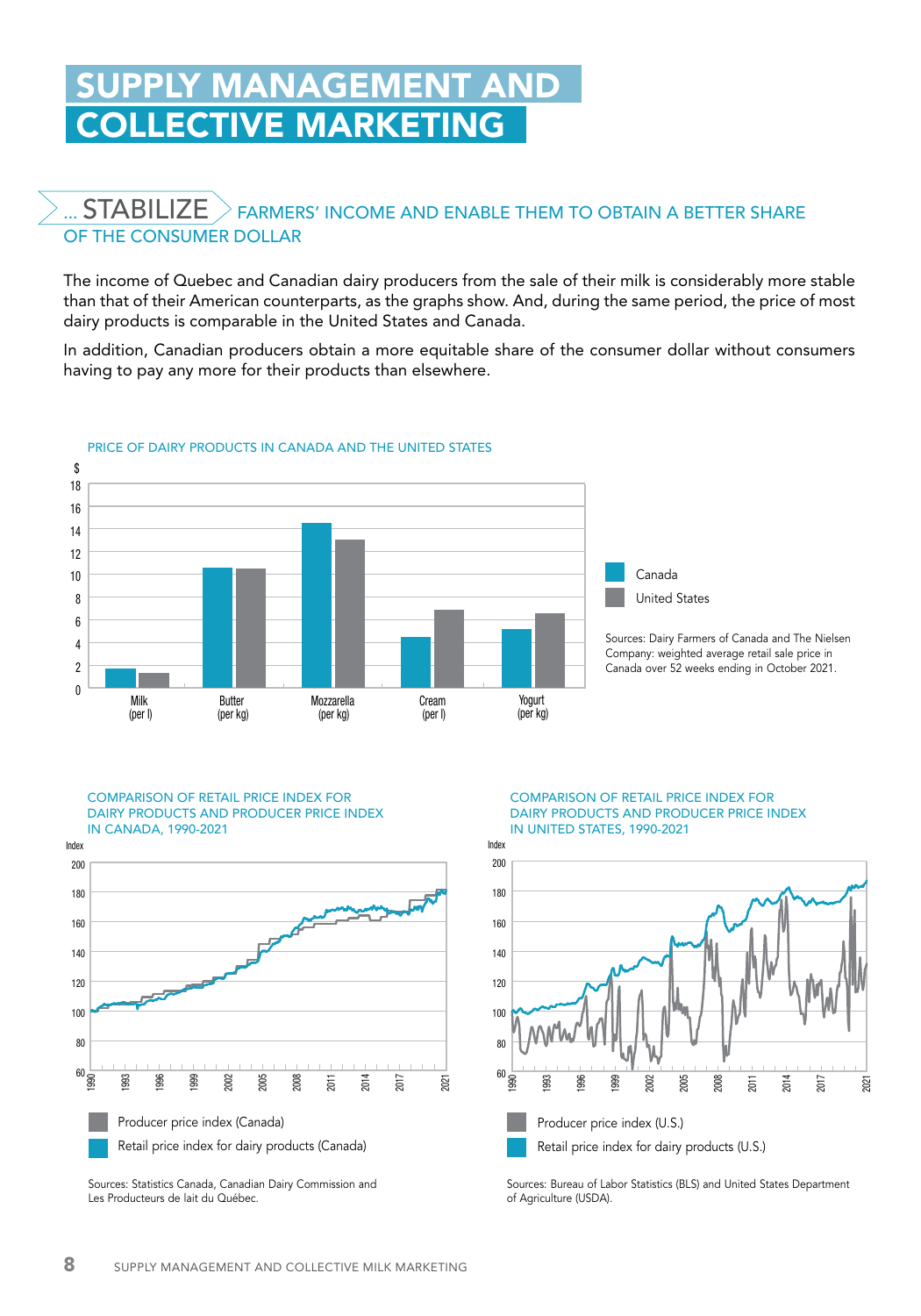# SUPPLY MANAGEMENT AND COLLECTIVE MARKETING

## ... STABILIZE FARMERS' INCOME AND ENABLE THEM TO OBTAIN A BETTER SHARE OF THE CONSUMER DOLLAR

The income of Quebec and Canadian dairy producers from the sale of their milk is considerably more stable than that of their American counterparts, as the graphs show. And, during the same period, the price of most dairy products is comparable in the United States and Canada.

In addition, Canadian producers obtain a more equitable share of the consumer dollar without consumers having to pay any more for their products than elsewhere.

PRICE OF DAIRY PRODUCTS IN CANADA AND THE UNITED STATES

Canada | United States

Milk (per l), Butter (per kg), Mozzarella (per kg), Cream (per l), Yogurt (per kg)

Sources: Dairy Farmers of Canada and The Nielsen Company: weighted average retail sale price in Canada over 52 weeks ending in October 2021.

COMPARISON OF RETAIL PRICE INDEX FOR DAIRY PRODUCTS AND PRODUCER PRICE INDEX IN CANADA, 1990-2021

Producer price index (Canada)
Retail price index for dairy products (Canada)

Sources: Statistics Canada, Canadian Dairy Commission and Les Producteurs de lait du Québec.

COMPARISON OF RETAIL PRICE INDEX FOR DAIRY PRODUCTS AND PRODUCER PRICE INDEX IN UNITED STATES, 1990-2021

Producer price index (U.S.)
Retail price index for dairy products (U.S.)

Sources: Bureau of Labor Statistics (BLS) and United States Department of Agriculture (USDA).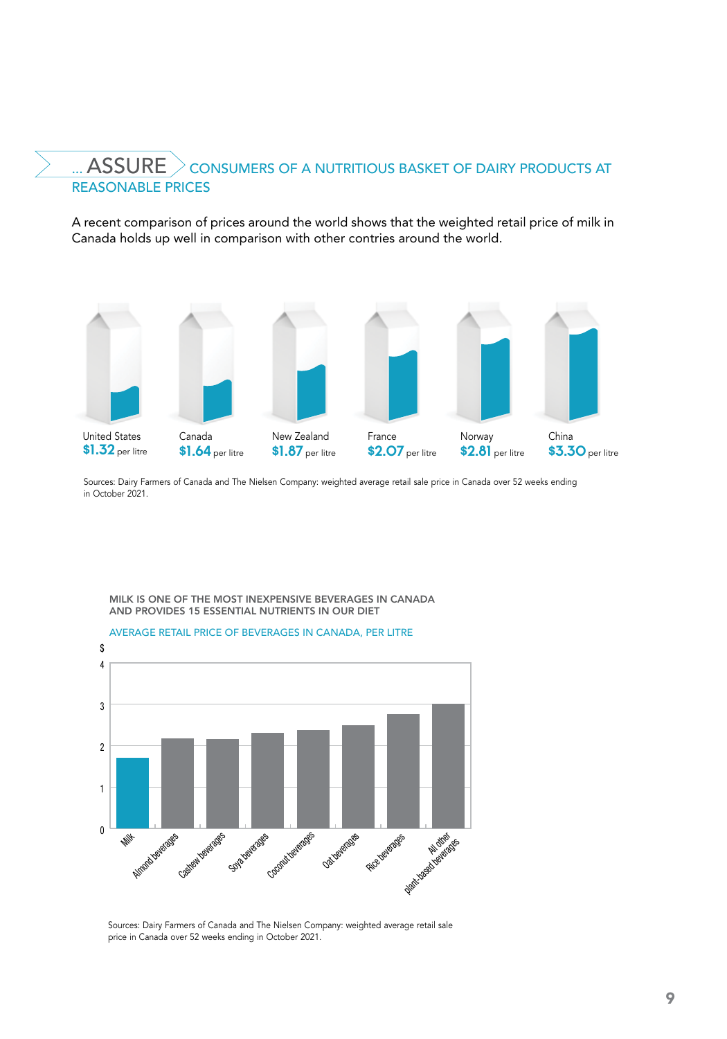## ... ASSURE CONSUMERS OF A NUTRITIOUS BASKET OF DAIRY PRODUCTS AT REASONABLE PRICES

A recent comparison of prices around the world shows that the weighted retail price of milk in Canada holds up well in comparison with other contries around the world.

| United States | Canada | New Zealand | France | Norway | China |
|---|---|---|---|---|---|
| **$1.32** per litre | **$1.64** per litre | **$1.87** per litre | **$2.07** per litre | **$2.81** per litre | **$3.30** per litre |

Sources: Dairy Farmers of Canada and The Nielsen Company: weighted average retail sale price in Canada over 52 weeks ending in October 2021.

**MILK IS ONE OF THE MOST INEXPENSIVE BEVERAGES IN CANADA AND PROVIDES 15 ESSENTIAL NUTRIENTS IN OUR DIET**

AVERAGE RETAIL PRICE OF BEVERAGES IN CANADA, PER LITRE

Bar chart ($, 0–4): Milk, Almond beverages, Cashew beverages, Soya beverages, Coconut beverages, Oat beverages, Rice beverages, All other plant-based beverages

Sources: Dairy Farmers of Canada and The Nielsen Company: weighted average retail sale price in Canada over 52 weeks ending in October 2021.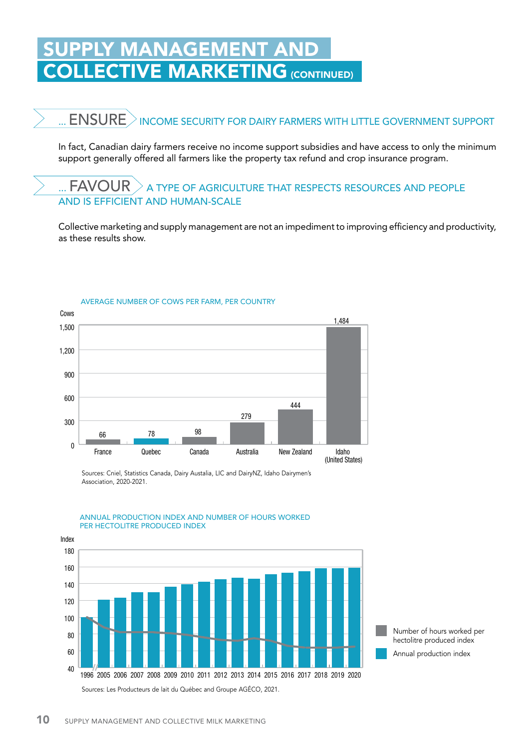# SUPPLY MANAGEMENT AND COLLECTIVE MARKETING (CONTINUED)

## … ENSURE INCOME SECURITY FOR DAIRY FARMERS WITH LITTLE GOVERNMENT SUPPORT

In fact, Canadian dairy farmers receive no income support subsidies and have access to only the minimum support generally offered all farmers like the property tax refund and crop insurance program.

## … FAVOUR A TYPE OF AGRICULTURE THAT RESPECTS RESOURCES AND PEOPLE AND IS EFFICIENT AND HUMAN-SCALE

Collective marketing and supply management are not an impediment to improving efficiency and productivity, as these results show.

AVERAGE NUMBER OF COWS PER FARM, PER COUNTRY

| | Cows |
|---|---|
| France | 66 |
| Quebec | 78 |
| Canada | 98 |
| Australia | 279 |
| New Zealand | 444 |
| Idaho (United States) | 1,484 |

Sources: Cniel, Statistics Canada, Dairy Austalia, LIC and DairyNZ, Idaho Dairymen's Association, 2020-2021.

ANNUAL PRODUCTION INDEX AND NUMBER OF HOURS WORKED PER HECTOLITRE PRODUCED INDEX

Index: 40–180; Years: 1996, 2005, 2006, 2007, 2008, 2009, 2010, 2011, 2012, 2013, 2014, 2015, 2016, 2017, 2018, 2019, 2020

- Number of hours worked per hectolitre produced index
- Annual production index

Sources: Les Producteurs de lait du Québec and Groupe AGÉCO, 2021.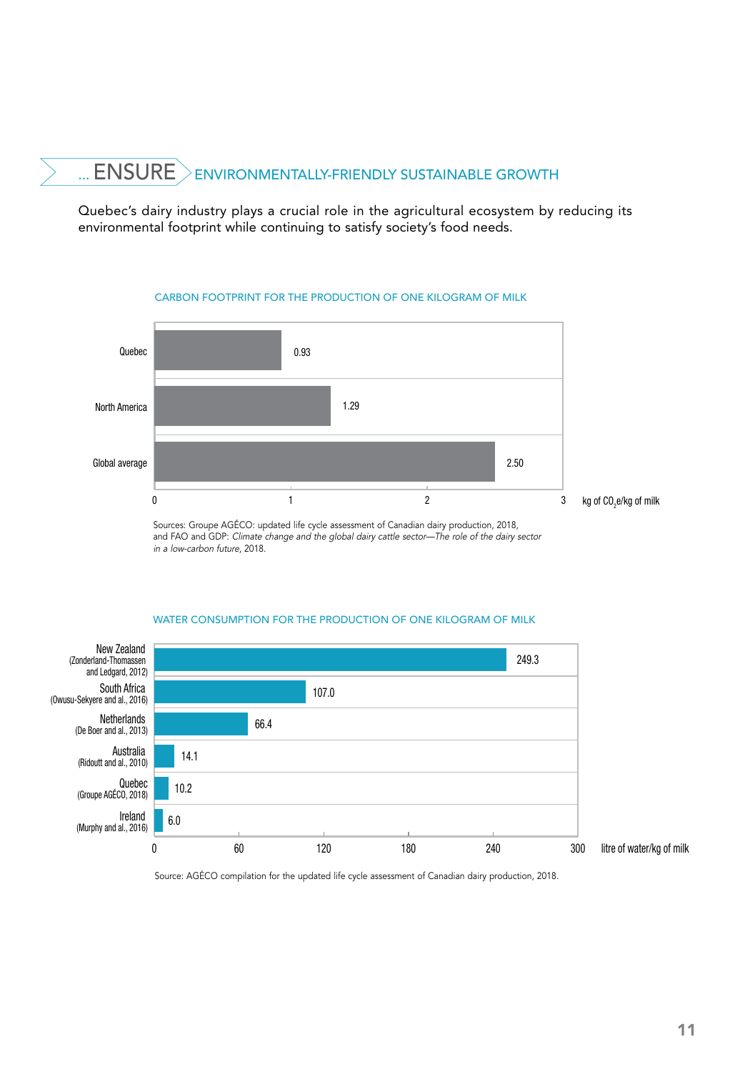## ... ENSURE ENVIRONMENTALLY-FRIENDLY SUSTAINABLE GROWTH

Quebec's dairy industry plays a crucial role in the agricultural ecosystem by reducing its environmental footprint while continuing to satisfy society's food needs.

### CARBON FOOTPRINT FOR THE PRODUCTION OF ONE KILOGRAM OF MILK

| Region | kg of $CO_2$e/kg of milk |
|---|---|
| Quebec | 0.93 |
| North America | 1.29 |
| Global average | 2.50 |

Sources: Groupe AGÉCO: updated life cycle assessment of Canadian dairy production, 2018, and FAO and GDP: *Climate change and the global dairy cattle sector—The role of the dairy sector in a low-carbon future*, 2018.

### WATER CONSUMPTION FOR THE PRODUCTION OF ONE KILOGRAM OF MILK

| Region | litre of water/kg of milk |
|---|---|
| New Zealand (Zonderland-Thomassen and Ledgard, 2012) | 249.3 |
| South Africa (Owusu-Sekyere and al., 2016) | 107.0 |
| Netherlands (De Boer and al., 2013) | 66.4 |
| Australia (Ridoutt and al., 2010) | 14.1 |
| Quebec (Groupe AGÉCO, 2018) | 10.2 |
| Ireland (Murphy and al., 2016) | 6.0 |

Source: AGÉCO compilation for the updated life cycle assessment of Canadian dairy production, 2018.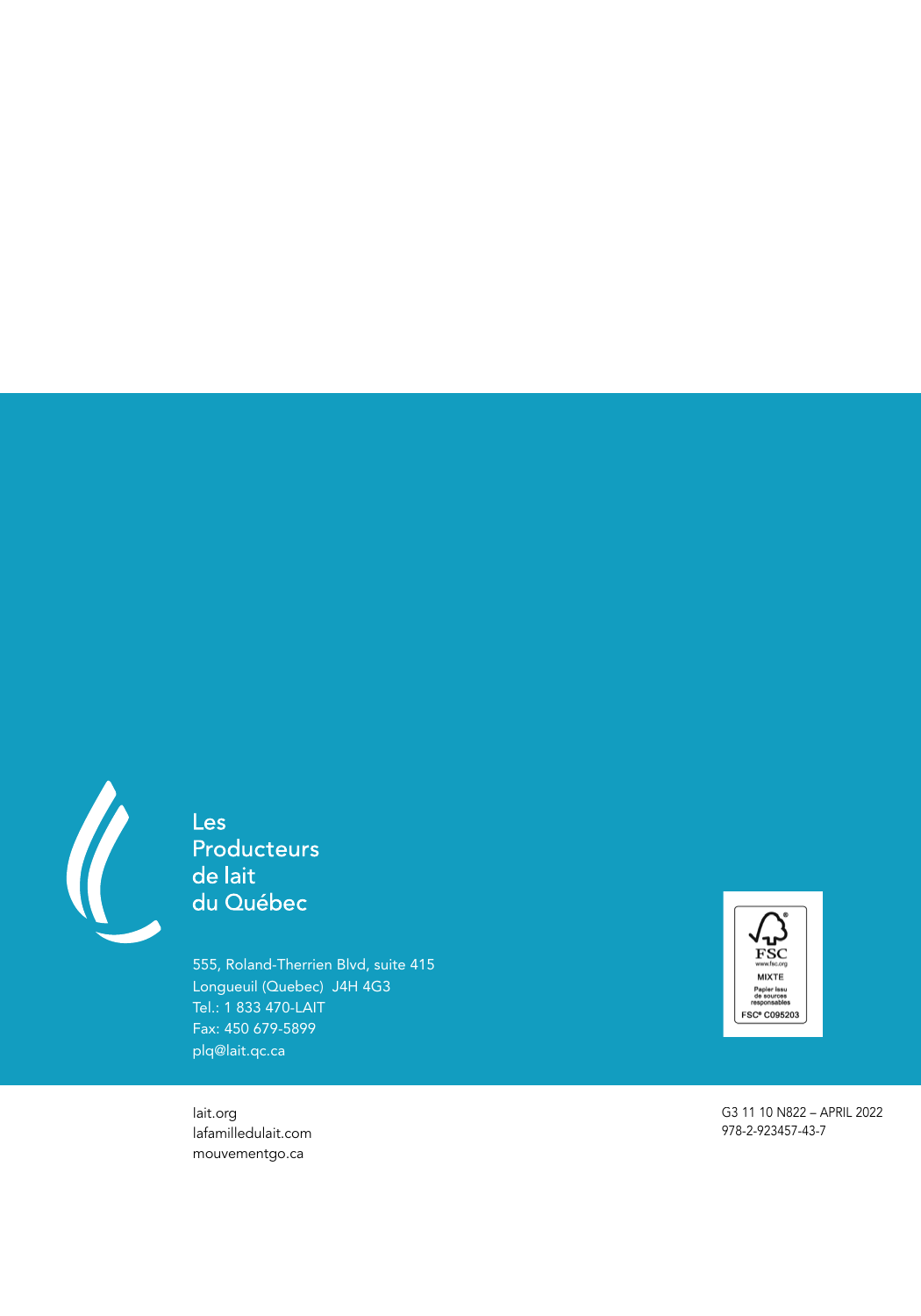Les Producteurs de lait du Québec

555, Roland-Therrien Blvd, suite 415
Longueuil (Quebec) J4H 4G3
Tel.: 1 833 470-LAIT
Fax: 450 679-5899
plq@lait.qc.ca

FSC
www.fsc.org
MIXTE
Papier issu de sources responsables
FSC® C095203

lait.org
lafamilledulait.com
mouvementgo.ca

G3 11 10 N822 – APRIL 2022
978-2-923457-43-7